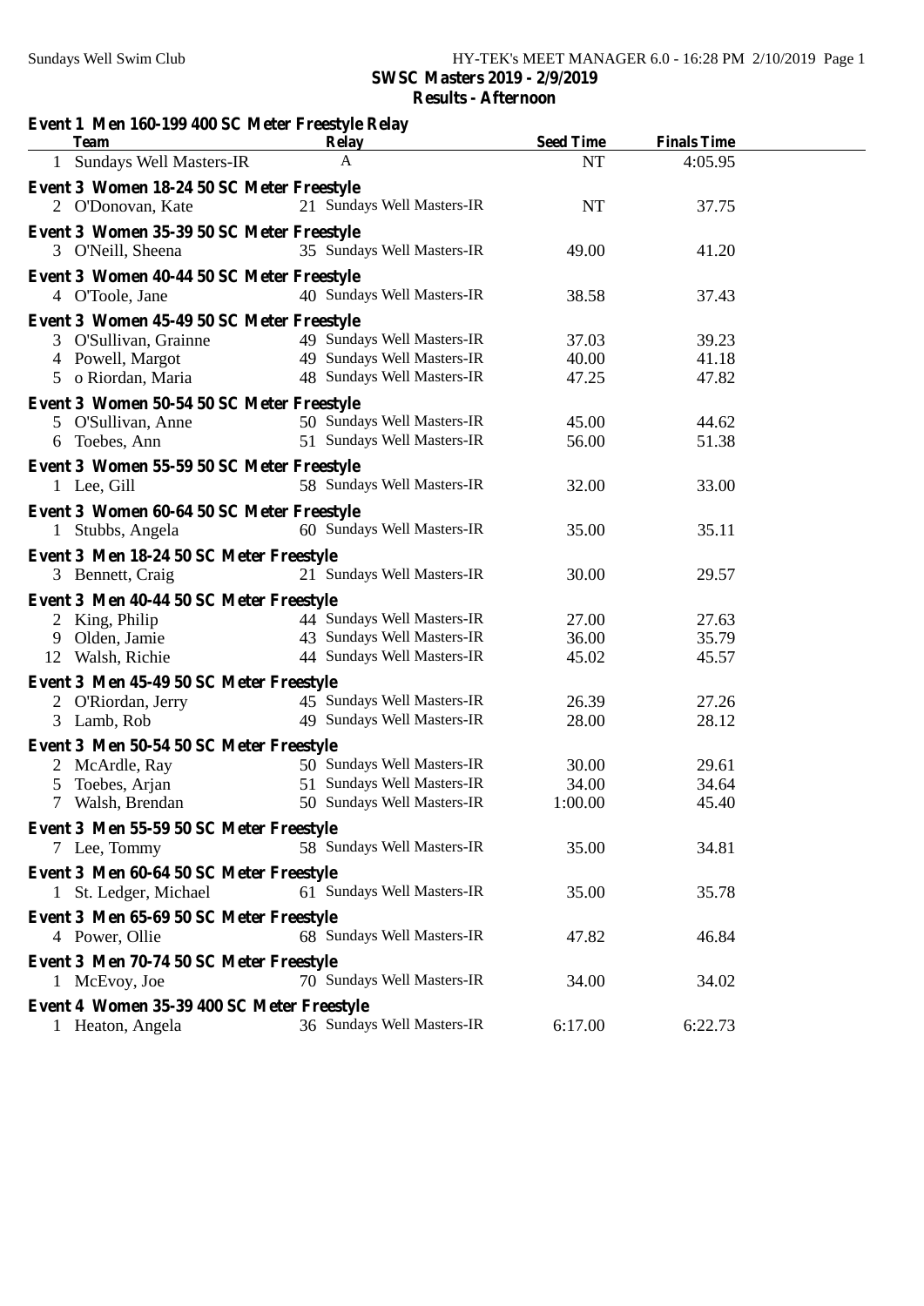**SWSC Masters 2019 - 2/9/2019**

**Results - Afternoon**

**Event 1 Men 160-199 400 SC Meter Freestyle Relay**

| | Team | Relay | Seed Time | Finals Time |
|---|---|---|---|---|
| 1 | Sundays Well Masters-IR | A | NT | 4:05.95 |

**Event 3 Women 18-24 50 SC Meter Freestyle**

| | Name | Age | Team | Seed Time | Finals Time |
|---|---|---|---|---|---|
| 2 | O'Donovan, Kate | 21 | Sundays Well Masters-IR | NT | 37.75 |

**Event 3 Women 35-39 50 SC Meter Freestyle**

| | Name | Age | Team | Seed Time | Finals Time |
|---|---|---|---|---|---|
| 3 | O'Neill, Sheena | 35 | Sundays Well Masters-IR | 49.00 | 41.20 |

**Event 3 Women 40-44 50 SC Meter Freestyle**

| | Name | Age | Team | Seed Time | Finals Time |
|---|---|---|---|---|---|
| 4 | O'Toole, Jane | 40 | Sundays Well Masters-IR | 38.58 | 37.43 |

**Event 3 Women 45-49 50 SC Meter Freestyle**

| | Name | Age | Team | Seed Time | Finals Time |
|---|---|---|---|---|---|
| 3 | O'Sullivan, Grainne | 49 | Sundays Well Masters-IR | 37.03 | 39.23 |
| 4 | Powell, Margot | 49 | Sundays Well Masters-IR | 40.00 | 41.18 |
| 5 | o Riordan, Maria | 48 | Sundays Well Masters-IR | 47.25 | 47.82 |

**Event 3 Women 50-54 50 SC Meter Freestyle**

| | Name | Age | Team | Seed Time | Finals Time |
|---|---|---|---|---|---|
| 5 | O'Sullivan, Anne | 50 | Sundays Well Masters-IR | 45.00 | 44.62 |
| 6 | Toebes, Ann | 51 | Sundays Well Masters-IR | 56.00 | 51.38 |

**Event 3 Women 55-59 50 SC Meter Freestyle**

| | Name | Age | Team | Seed Time | Finals Time |
|---|---|---|---|---|---|
| 1 | Lee, Gill | 58 | Sundays Well Masters-IR | 32.00 | 33.00 |

**Event 3 Women 60-64 50 SC Meter Freestyle**

| | Name | Age | Team | Seed Time | Finals Time |
|---|---|---|---|---|---|
| 1 | Stubbs, Angela | 60 | Sundays Well Masters-IR | 35.00 | 35.11 |

**Event 3 Men 18-24 50 SC Meter Freestyle**

| | Name | Age | Team | Seed Time | Finals Time |
|---|---|---|---|---|---|
| 3 | Bennett, Craig | 21 | Sundays Well Masters-IR | 30.00 | 29.57 |

**Event 3 Men 40-44 50 SC Meter Freestyle**

| | Name | Age | Team | Seed Time | Finals Time |
|---|---|---|---|---|---|
| 2 | King, Philip | 44 | Sundays Well Masters-IR | 27.00 | 27.63 |
| 9 | Olden, Jamie | 43 | Sundays Well Masters-IR | 36.00 | 35.79 |
| 12 | Walsh, Richie | 44 | Sundays Well Masters-IR | 45.02 | 45.57 |

**Event 3 Men 45-49 50 SC Meter Freestyle**

| | Name | Age | Team | Seed Time | Finals Time |
|---|---|---|---|---|---|
| 2 | O'Riordan, Jerry | 45 | Sundays Well Masters-IR | 26.39 | 27.26 |
| 3 | Lamb, Rob | 49 | Sundays Well Masters-IR | 28.00 | 28.12 |

**Event 3 Men 50-54 50 SC Meter Freestyle**

| | Name | Age | Team | Seed Time | Finals Time |
|---|---|---|---|---|---|
| 2 | McArdle, Ray | 50 | Sundays Well Masters-IR | 30.00 | 29.61 |
| 5 | Toebes, Arjan | 51 | Sundays Well Masters-IR | 34.00 | 34.64 |
| 7 | Walsh, Brendan | 50 | Sundays Well Masters-IR | 1:00.00 | 45.40 |

**Event 3 Men 55-59 50 SC Meter Freestyle**

| | Name | Age | Team | Seed Time | Finals Time |
|---|---|---|---|---|---|
| 7 | Lee, Tommy | 58 | Sundays Well Masters-IR | 35.00 | 34.81 |

**Event 3 Men 60-64 50 SC Meter Freestyle**

| | Name | Age | Team | Seed Time | Finals Time |
|---|---|---|---|---|---|
| 1 | St. Ledger, Michael | 61 | Sundays Well Masters-IR | 35.00 | 35.78 |

**Event 3 Men 65-69 50 SC Meter Freestyle**

| | Name | Age | Team | Seed Time | Finals Time |
|---|---|---|---|---|---|
| 4 | Power, Ollie | 68 | Sundays Well Masters-IR | 47.82 | 46.84 |

**Event 3 Men 70-74 50 SC Meter Freestyle**

| | Name | Age | Team | Seed Time | Finals Time |
|---|---|---|---|---|---|
| 1 | McEvoy, Joe | 70 | Sundays Well Masters-IR | 34.00 | 34.02 |

**Event 4 Women 35-39 400 SC Meter Freestyle**

| | Name | Age | Team | Seed Time | Finals Time |
|---|---|---|---|---|---|
| 1 | Heaton, Angela | 36 | Sundays Well Masters-IR | 6:17.00 | 6:22.73 |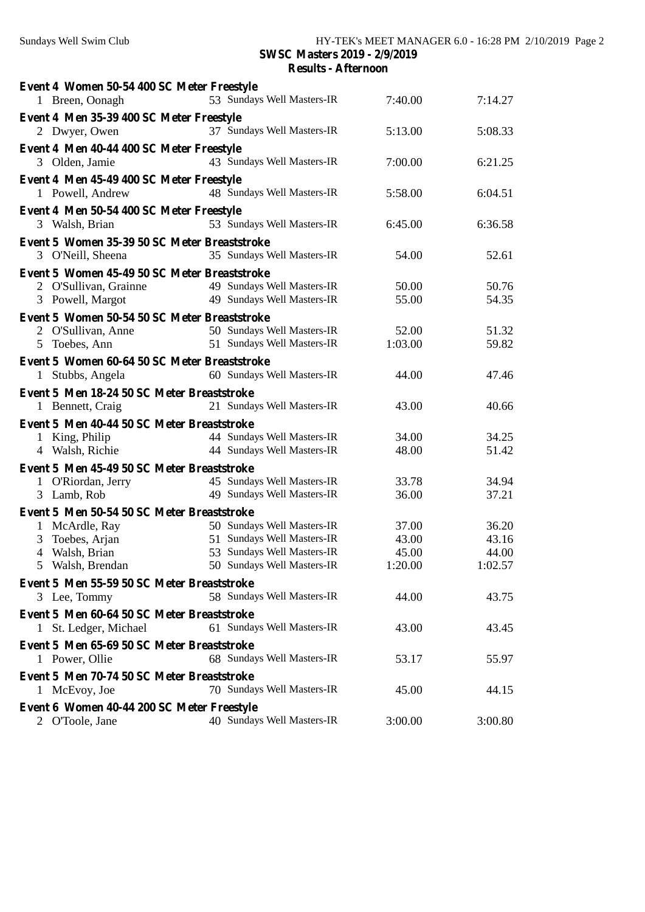**SWSC Masters 2019 - 2/9/2019**
**Results - Afternoon**

**Event 4 Women 50-54 400 SC Meter Freestyle**

| | | | | | |
|---|---|---|---|---|---|
| 1 | Breen, Oonagh | 53 | Sundays Well Masters-IR | 7:40.00 | 7:14.27 |

**Event 4 Men 35-39 400 SC Meter Freestyle**

| | | | | | |
|---|---|---|---|---|---|
| 2 | Dwyer, Owen | 37 | Sundays Well Masters-IR | 5:13.00 | 5:08.33 |

**Event 4 Men 40-44 400 SC Meter Freestyle**

| | | | | | |
|---|---|---|---|---|---|
| 3 | Olden, Jamie | 43 | Sundays Well Masters-IR | 7:00.00 | 6:21.25 |

**Event 4 Men 45-49 400 SC Meter Freestyle**

| | | | | | |
|---|---|---|---|---|---|
| 1 | Powell, Andrew | 48 | Sundays Well Masters-IR | 5:58.00 | 6:04.51 |

**Event 4 Men 50-54 400 SC Meter Freestyle**

| | | | | | |
|---|---|---|---|---|---|
| 3 | Walsh, Brian | 53 | Sundays Well Masters-IR | 6:45.00 | 6:36.58 |

**Event 5 Women 35-39 50 SC Meter Breaststroke**

| | | | | | |
|---|---|---|---|---|---|
| 3 | O'Neill, Sheena | 35 | Sundays Well Masters-IR | 54.00 | 52.61 |

**Event 5 Women 45-49 50 SC Meter Breaststroke**

| | | | | | |
|---|---|---|---|---|---|
| 2 | O'Sullivan, Grainne | 49 | Sundays Well Masters-IR | 50.00 | 50.76 |
| 3 | Powell, Margot | 49 | Sundays Well Masters-IR | 55.00 | 54.35 |

**Event 5 Women 50-54 50 SC Meter Breaststroke**

| | | | | | |
|---|---|---|---|---|---|
| 2 | O'Sullivan, Anne | 50 | Sundays Well Masters-IR | 52.00 | 51.32 |
| 5 | Toebes, Ann | 51 | Sundays Well Masters-IR | 1:03.00 | 59.82 |

**Event 5 Women 60-64 50 SC Meter Breaststroke**

| | | | | | |
|---|---|---|---|---|---|
| 1 | Stubbs, Angela | 60 | Sundays Well Masters-IR | 44.00 | 47.46 |

**Event 5 Men 18-24 50 SC Meter Breaststroke**

| | | | | | |
|---|---|---|---|---|---|
| 1 | Bennett, Craig | 21 | Sundays Well Masters-IR | 43.00 | 40.66 |

**Event 5 Men 40-44 50 SC Meter Breaststroke**

| | | | | | |
|---|---|---|---|---|---|
| 1 | King, Philip | 44 | Sundays Well Masters-IR | 34.00 | 34.25 |
| 4 | Walsh, Richie | 44 | Sundays Well Masters-IR | 48.00 | 51.42 |

**Event 5 Men 45-49 50 SC Meter Breaststroke**

| | | | | | |
|---|---|---|---|---|---|
| 1 | O'Riordan, Jerry | 45 | Sundays Well Masters-IR | 33.78 | 34.94 |
| 3 | Lamb, Rob | 49 | Sundays Well Masters-IR | 36.00 | 37.21 |

**Event 5 Men 50-54 50 SC Meter Breaststroke**

| | | | | | |
|---|---|---|---|---|---|
| 1 | McArdle, Ray | 50 | Sundays Well Masters-IR | 37.00 | 36.20 |
| 3 | Toebes, Arjan | 51 | Sundays Well Masters-IR | 43.00 | 43.16 |
| 4 | Walsh, Brian | 53 | Sundays Well Masters-IR | 45.00 | 44.00 |
| 5 | Walsh, Brendan | 50 | Sundays Well Masters-IR | 1:20.00 | 1:02.57 |

**Event 5 Men 55-59 50 SC Meter Breaststroke**

| | | | | | |
|---|---|---|---|---|---|
| 3 | Lee, Tommy | 58 | Sundays Well Masters-IR | 44.00 | 43.75 |

**Event 5 Men 60-64 50 SC Meter Breaststroke**

| | | | | | |
|---|---|---|---|---|---|
| 1 | St. Ledger, Michael | 61 | Sundays Well Masters-IR | 43.00 | 43.45 |

**Event 5 Men 65-69 50 SC Meter Breaststroke**

| | | | | | |
|---|---|---|---|---|---|
| 1 | Power, Ollie | 68 | Sundays Well Masters-IR | 53.17 | 55.97 |

**Event 5 Men 70-74 50 SC Meter Breaststroke**

| | | | | | |
|---|---|---|---|---|---|
| 1 | McEvoy, Joe | 70 | Sundays Well Masters-IR | 45.00 | 44.15 |

**Event 6 Women 40-44 200 SC Meter Freestyle**

| | | | | | |
|---|---|---|---|---|---|
| 2 | O'Toole, Jane | 40 | Sundays Well Masters-IR | 3:00.00 | 3:00.80 |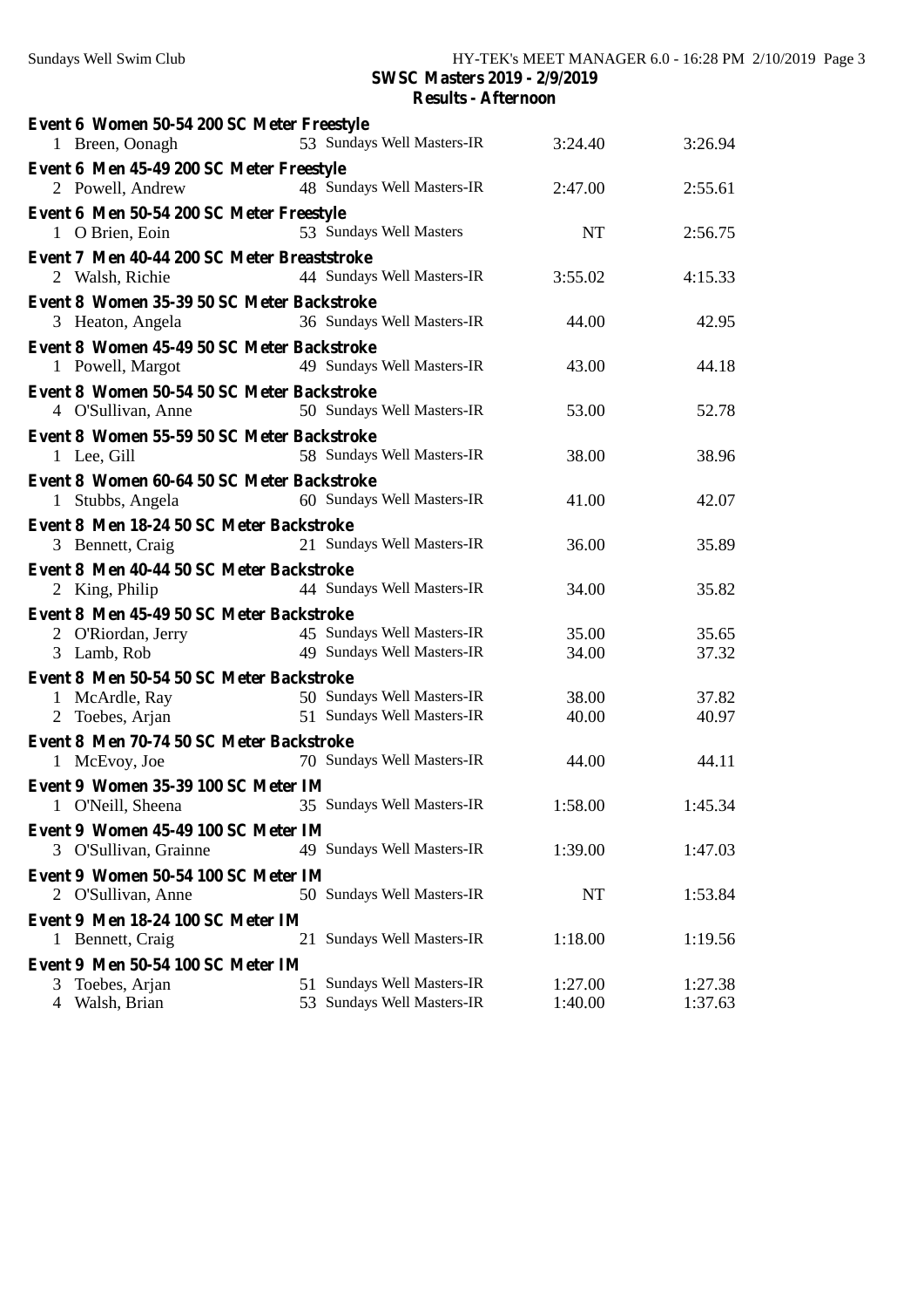**SWSC Masters 2019 - 2/9/2019**

**Results - Afternoon**

**Event 6 Women 50-54 200 SC Meter Freestyle**

| | Name | Age | Team | Seed Time | Finals Time |
|---|---|---|---|---|---|
| 1 | Breen, Oonagh | 53 | Sundays Well Masters-IR | 3:24.40 | 3:26.94 |

**Event 6 Men 45-49 200 SC Meter Freestyle**

| | Name | Age | Team | Seed Time | Finals Time |
|---|---|---|---|---|---|
| 2 | Powell, Andrew | 48 | Sundays Well Masters-IR | 2:47.00 | 2:55.61 |

**Event 6 Men 50-54 200 SC Meter Freestyle**

| | Name | Age | Team | Seed Time | Finals Time |
|---|---|---|---|---|---|
| 1 | O Brien, Eoin | 53 | Sundays Well Masters | NT | 2:56.75 |

**Event 7 Men 40-44 200 SC Meter Breaststroke**

| | Name | Age | Team | Seed Time | Finals Time |
|---|---|---|---|---|---|
| 2 | Walsh, Richie | 44 | Sundays Well Masters-IR | 3:55.02 | 4:15.33 |

**Event 8 Women 35-39 50 SC Meter Backstroke**

| | Name | Age | Team | Seed Time | Finals Time |
|---|---|---|---|---|---|
| 3 | Heaton, Angela | 36 | Sundays Well Masters-IR | 44.00 | 42.95 |

**Event 8 Women 45-49 50 SC Meter Backstroke**

| | Name | Age | Team | Seed Time | Finals Time |
|---|---|---|---|---|---|
| 1 | Powell, Margot | 49 | Sundays Well Masters-IR | 43.00 | 44.18 |

**Event 8 Women 50-54 50 SC Meter Backstroke**

| | Name | Age | Team | Seed Time | Finals Time |
|---|---|---|---|---|---|
| 4 | O'Sullivan, Anne | 50 | Sundays Well Masters-IR | 53.00 | 52.78 |

**Event 8 Women 55-59 50 SC Meter Backstroke**

| | Name | Age | Team | Seed Time | Finals Time |
|---|---|---|---|---|---|
| 1 | Lee, Gill | 58 | Sundays Well Masters-IR | 38.00 | 38.96 |

**Event 8 Women 60-64 50 SC Meter Backstroke**

| | Name | Age | Team | Seed Time | Finals Time |
|---|---|---|---|---|---|
| 1 | Stubbs, Angela | 60 | Sundays Well Masters-IR | 41.00 | 42.07 |

**Event 8 Men 18-24 50 SC Meter Backstroke**

| | Name | Age | Team | Seed Time | Finals Time |
|---|---|---|---|---|---|
| 3 | Bennett, Craig | 21 | Sundays Well Masters-IR | 36.00 | 35.89 |

**Event 8 Men 40-44 50 SC Meter Backstroke**

| | Name | Age | Team | Seed Time | Finals Time |
|---|---|---|---|---|---|
| 2 | King, Philip | 44 | Sundays Well Masters-IR | 34.00 | 35.82 |

**Event 8 Men 45-49 50 SC Meter Backstroke**

| | Name | Age | Team | Seed Time | Finals Time |
|---|---|---|---|---|---|
| 2 | O'Riordan, Jerry | 45 | Sundays Well Masters-IR | 35.00 | 35.65 |
| 3 | Lamb, Rob | 49 | Sundays Well Masters-IR | 34.00 | 37.32 |

**Event 8 Men 50-54 50 SC Meter Backstroke**

| | Name | Age | Team | Seed Time | Finals Time |
|---|---|---|---|---|---|
| 1 | McArdle, Ray | 50 | Sundays Well Masters-IR | 38.00 | 37.82 |
| 2 | Toebes, Arjan | 51 | Sundays Well Masters-IR | 40.00 | 40.97 |

**Event 8 Men 70-74 50 SC Meter Backstroke**

| | Name | Age | Team | Seed Time | Finals Time |
|---|---|---|---|---|---|
| 1 | McEvoy, Joe | 70 | Sundays Well Masters-IR | 44.00 | 44.11 |

**Event 9 Women 35-39 100 SC Meter IM**

| | Name | Age | Team | Seed Time | Finals Time |
|---|---|---|---|---|---|
| 1 | O'Neill, Sheena | 35 | Sundays Well Masters-IR | 1:58.00 | 1:45.34 |

**Event 9 Women 45-49 100 SC Meter IM**

| | Name | Age | Team | Seed Time | Finals Time |
|---|---|---|---|---|---|
| 3 | O'Sullivan, Grainne | 49 | Sundays Well Masters-IR | 1:39.00 | 1:47.03 |

**Event 9 Women 50-54 100 SC Meter IM**

| | Name | Age | Team | Seed Time | Finals Time |
|---|---|---|---|---|---|
| 2 | O'Sullivan, Anne | 50 | Sundays Well Masters-IR | NT | 1:53.84 |

**Event 9 Men 18-24 100 SC Meter IM**

| | Name | Age | Team | Seed Time | Finals Time |
|---|---|---|---|---|---|
| 1 | Bennett, Craig | 21 | Sundays Well Masters-IR | 1:18.00 | 1:19.56 |

**Event 9 Men 50-54 100 SC Meter IM**

| | Name | Age | Team | Seed Time | Finals Time |
|---|---|---|---|---|---|
| 3 | Toebes, Arjan | 51 | Sundays Well Masters-IR | 1:27.00 | 1:27.38 |
| 4 | Walsh, Brian | 53 | Sundays Well Masters-IR | 1:40.00 | 1:37.63 |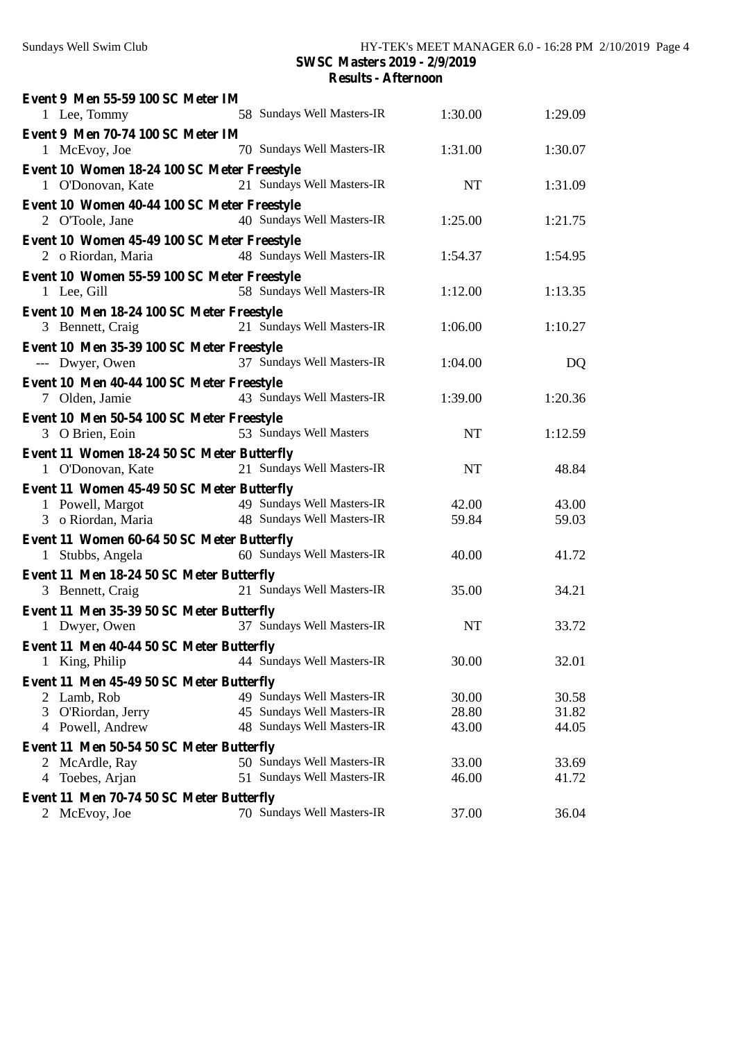**SWSC Masters 2019 - 2/9/2019**
**Results - Afternoon**

**Event 9 Men 55-59 100 SC Meter IM**

| | Name | Age | Team | Seed Time | Finals Time |
|---|---|---|---|---|---|
| 1 | Lee, Tommy | 58 | Sundays Well Masters-IR | 1:30.00 | 1:29.09 |

**Event 9 Men 70-74 100 SC Meter IM**

| | Name | Age | Team | Seed Time | Finals Time |
|---|---|---|---|---|---|
| 1 | McEvoy, Joe | 70 | Sundays Well Masters-IR | 1:31.00 | 1:30.07 |

**Event 10 Women 18-24 100 SC Meter Freestyle**

| | Name | Age | Team | Seed Time | Finals Time |
|---|---|---|---|---|---|
| 1 | O'Donovan, Kate | 21 | Sundays Well Masters-IR | NT | 1:31.09 |

**Event 10 Women 40-44 100 SC Meter Freestyle**

| | Name | Age | Team | Seed Time | Finals Time |
|---|---|---|---|---|---|
| 2 | O'Toole, Jane | 40 | Sundays Well Masters-IR | 1:25.00 | 1:21.75 |

**Event 10 Women 45-49 100 SC Meter Freestyle**

| | Name | Age | Team | Seed Time | Finals Time |
|---|---|---|---|---|---|
| 2 | o Riordan, Maria | 48 | Sundays Well Masters-IR | 1:54.37 | 1:54.95 |

**Event 10 Women 55-59 100 SC Meter Freestyle**

| | Name | Age | Team | Seed Time | Finals Time |
|---|---|---|---|---|---|
| 1 | Lee, Gill | 58 | Sundays Well Masters-IR | 1:12.00 | 1:13.35 |

**Event 10 Men 18-24 100 SC Meter Freestyle**

| | Name | Age | Team | Seed Time | Finals Time |
|---|---|---|---|---|---|
| 3 | Bennett, Craig | 21 | Sundays Well Masters-IR | 1:06.00 | 1:10.27 |

**Event 10 Men 35-39 100 SC Meter Freestyle**

| | Name | Age | Team | Seed Time | Finals Time |
|---|---|---|---|---|---|
| --- | Dwyer, Owen | 37 | Sundays Well Masters-IR | 1:04.00 | DQ |

**Event 10 Men 40-44 100 SC Meter Freestyle**

| | Name | Age | Team | Seed Time | Finals Time |
|---|---|---|---|---|---|
| 7 | Olden, Jamie | 43 | Sundays Well Masters-IR | 1:39.00 | 1:20.36 |

**Event 10 Men 50-54 100 SC Meter Freestyle**

| | Name | Age | Team | Seed Time | Finals Time |
|---|---|---|---|---|---|
| 3 | O Brien, Eoin | 53 | Sundays Well Masters | NT | 1:12.59 |

**Event 11 Women 18-24 50 SC Meter Butterfly**

| | Name | Age | Team | Seed Time | Finals Time |
|---|---|---|---|---|---|
| 1 | O'Donovan, Kate | 21 | Sundays Well Masters-IR | NT | 48.84 |

**Event 11 Women 45-49 50 SC Meter Butterfly**

| | Name | Age | Team | Seed Time | Finals Time |
|---|---|---|---|---|---|
| 1 | Powell, Margot | 49 | Sundays Well Masters-IR | 42.00 | 43.00 |
| 3 | o Riordan, Maria | 48 | Sundays Well Masters-IR | 59.84 | 59.03 |

**Event 11 Women 60-64 50 SC Meter Butterfly**

| | Name | Age | Team | Seed Time | Finals Time |
|---|---|---|---|---|---|
| 1 | Stubbs, Angela | 60 | Sundays Well Masters-IR | 40.00 | 41.72 |

**Event 11 Men 18-24 50 SC Meter Butterfly**

| | Name | Age | Team | Seed Time | Finals Time |
|---|---|---|---|---|---|
| 3 | Bennett, Craig | 21 | Sundays Well Masters-IR | 35.00 | 34.21 |

**Event 11 Men 35-39 50 SC Meter Butterfly**

| | Name | Age | Team | Seed Time | Finals Time |
|---|---|---|---|---|---|
| 1 | Dwyer, Owen | 37 | Sundays Well Masters-IR | NT | 33.72 |

**Event 11 Men 40-44 50 SC Meter Butterfly**

| | Name | Age | Team | Seed Time | Finals Time |
|---|---|---|---|---|---|
| 1 | King, Philip | 44 | Sundays Well Masters-IR | 30.00 | 32.01 |

**Event 11 Men 45-49 50 SC Meter Butterfly**

| | Name | Age | Team | Seed Time | Finals Time |
|---|---|---|---|---|---|
| 2 | Lamb, Rob | 49 | Sundays Well Masters-IR | 30.00 | 30.58 |
| 3 | O'Riordan, Jerry | 45 | Sundays Well Masters-IR | 28.80 | 31.82 |
| 4 | Powell, Andrew | 48 | Sundays Well Masters-IR | 43.00 | 44.05 |

**Event 11 Men 50-54 50 SC Meter Butterfly**

| | Name | Age | Team | Seed Time | Finals Time |
|---|---|---|---|---|---|
| 2 | McArdle, Ray | 50 | Sundays Well Masters-IR | 33.00 | 33.69 |
| 4 | Toebes, Arjan | 51 | Sundays Well Masters-IR | 46.00 | 41.72 |

**Event 11 Men 70-74 50 SC Meter Butterfly**

| | Name | Age | Team | Seed Time | Finals Time |
|---|---|---|---|---|---|
| 2 | McEvoy, Joe | 70 | Sundays Well Masters-IR | 37.00 | 36.04 |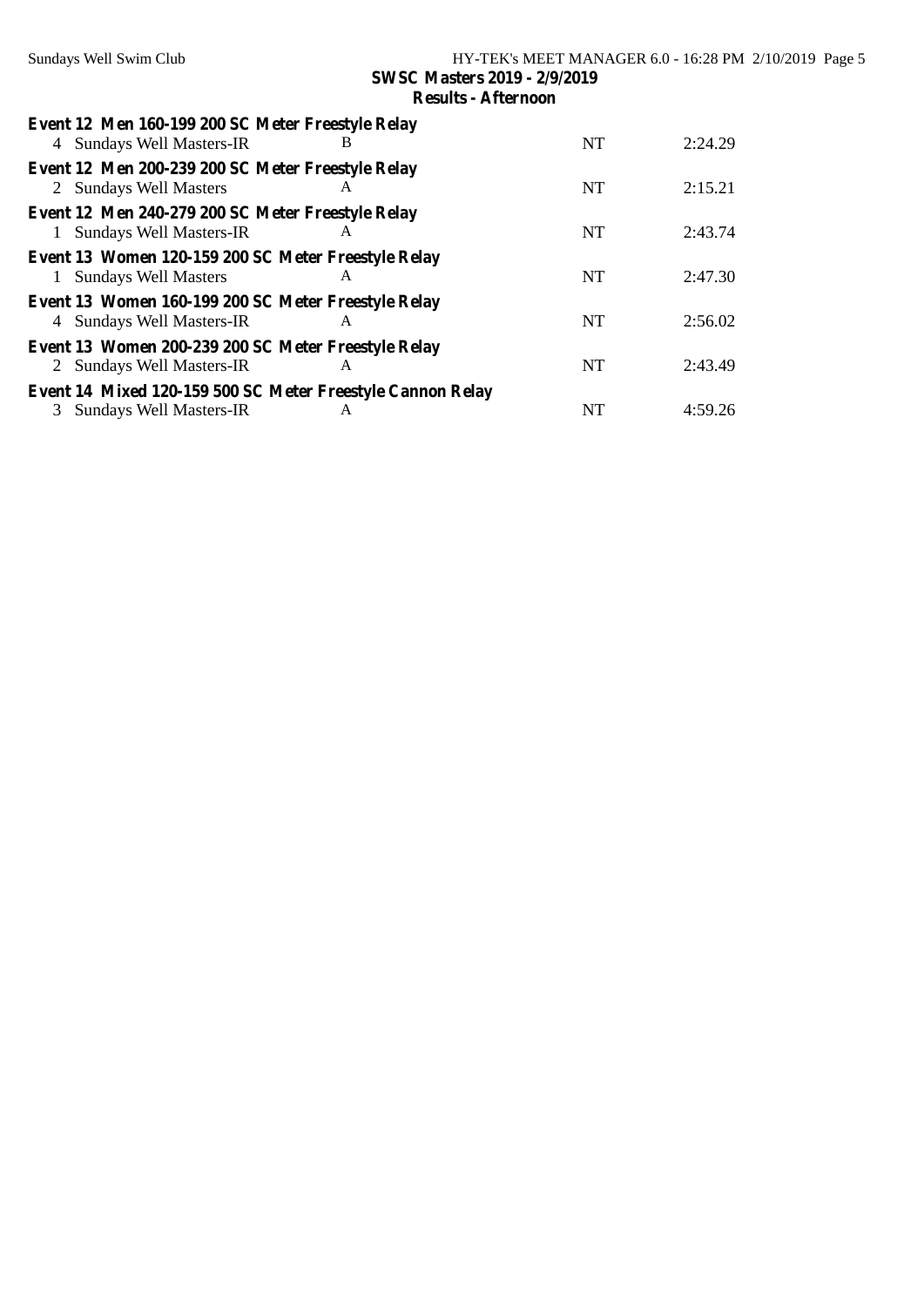**SWSC Masters 2019 - 2/9/2019**

**Results - Afternoon**

**Event 12 Men 160-199 200 SC Meter Freestyle Relay**

| | | | | |
|---|---|---|---|---|
| 4 | Sundays Well Masters-IR | B | NT | 2:24.29 |

**Event 12 Men 200-239 200 SC Meter Freestyle Relay**

| | | | | |
|---|---|---|---|---|
| 2 | Sundays Well Masters | A | NT | 2:15.21 |

**Event 12 Men 240-279 200 SC Meter Freestyle Relay**

| | | | | |
|---|---|---|---|---|
| 1 | Sundays Well Masters-IR | A | NT | 2:43.74 |

**Event 13 Women 120-159 200 SC Meter Freestyle Relay**

| | | | | |
|---|---|---|---|---|
| 1 | Sundays Well Masters | A | NT | 2:47.30 |

**Event 13 Women 160-199 200 SC Meter Freestyle Relay**

| | | | | |
|---|---|---|---|---|
| 4 | Sundays Well Masters-IR | A | NT | 2:56.02 |

**Event 13 Women 200-239 200 SC Meter Freestyle Relay**

| | | | | |
|---|---|---|---|---|
| 2 | Sundays Well Masters-IR | A | NT | 2:43.49 |

**Event 14 Mixed 120-159 500 SC Meter Freestyle Cannon Relay**

| | | | | |
|---|---|---|---|---|
| 3 | Sundays Well Masters-IR | A | NT | 4:59.26 |